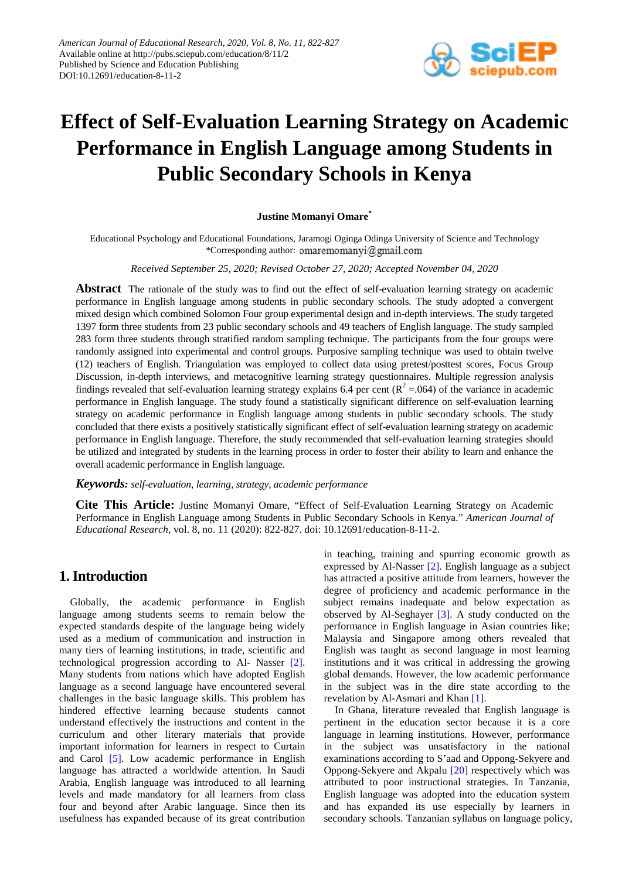# Effect of Self-Evaluation Learning Strategy on Academic Performance in English Language among Students in Public Secondary Schools in Kenya

**Justine Momanyi Omare***

Educational Psychology and Educational Foundations, Jaramogi Oginga Odinga University of Science and Technology
*Corresponding author: omaremomanyi@gmail.com

*Received September 25, 2020; Revised October 27, 2020; Accepted November 04, 2020*

**Abstract** The rationale of the study was to find out the effect of self-evaluation learning strategy on academic performance in English language among students in public secondary schools. The study adopted a convergent mixed design which combined Solomon Four group experimental design and in-depth interviews. The study targeted 1397 form three students from 23 public secondary schools and 49 teachers of English language. The study sampled 283 form three students through stratified random sampling technique. The participants from the four groups were randomly assigned into experimental and control groups. Purposive sampling technique was used to obtain twelve (12) teachers of English. Triangulation was employed to collect data using pretest/posttest scores, Focus Group Discussion, in-depth interviews, and metacognitive learning strategy questionnaires. Multiple regression analysis findings revealed that self-evaluation learning strategy explains 6.4 per cent ($R^2$ =.064) of the variance in academic performance in English language. The study found a statistically significant difference on self-evaluation learning strategy on academic performance in English language among students in public secondary schools. The study concluded that there exists a positively statistically significant effect of self-evaluation learning strategy on academic performance in English language. Therefore, the study recommended that self-evaluation learning strategies should be utilized and integrated by students in the learning process in order to foster their ability to learn and enhance the overall academic performance in English language.

***Keywords:*** *self-evaluation, learning, strategy, academic performance*

**Cite This Article:** Justine Momanyi Omare, "Effect of Self-Evaluation Learning Strategy on Academic Performance in English Language among Students in Public Secondary Schools in Kenya." *American Journal of Educational Research*, vol. 8, no. 11 (2020): 822-827. doi: 10.12691/education-8-11-2.

## 1. Introduction

Globally, the academic performance in English language among students seems to remain below the expected standards despite of the language being widely used as a medium of communication and instruction in many tiers of learning institutions, in trade, scientific and technological progression according to Al- Nasser [2]. Many students from nations which have adopted English language as a second language have encountered several challenges in the basic language skills. This problem has hindered effective learning because students cannot understand effectively the instructions and content in the curriculum and other literary materials that provide important information for learners in respect to Curtain and Carol [5]. Low academic performance in English language has attracted a worldwide attention. In Saudi Arabia, English language was introduced to all learning levels and made mandatory for all learners from class four and beyond after Arabic language. Since then its usefulness has expanded because of its great contribution in teaching, training and spurring economic growth as expressed by Al-Nasser [2]. English language as a subject has attracted a positive attitude from learners, however the degree of proficiency and academic performance in the subject remains inadequate and below expectation as observed by Al-Seghayer [3]. A study conducted on the performance in English language in Asian countries like; Malaysia and Singapore among others revealed that English was taught as second language in most learning institutions and it was critical in addressing the growing global demands. However, the low academic performance in the subject was in the dire state according to the revelation by Al-Asmari and Khan [1].

In Ghana, literature revealed that English language is pertinent in the education sector because it is a core language in learning institutions. However, performance in the subject was unsatisfactory in the national examinations according to S'aad and Oppong-Sekyere and Oppong-Sekyere and Akpalu [20] respectively which was attributed to poor instructional strategies. In Tanzania, English language was adopted into the education system and has expanded its use especially by learners in secondary schools. Tanzanian syllabus on language policy,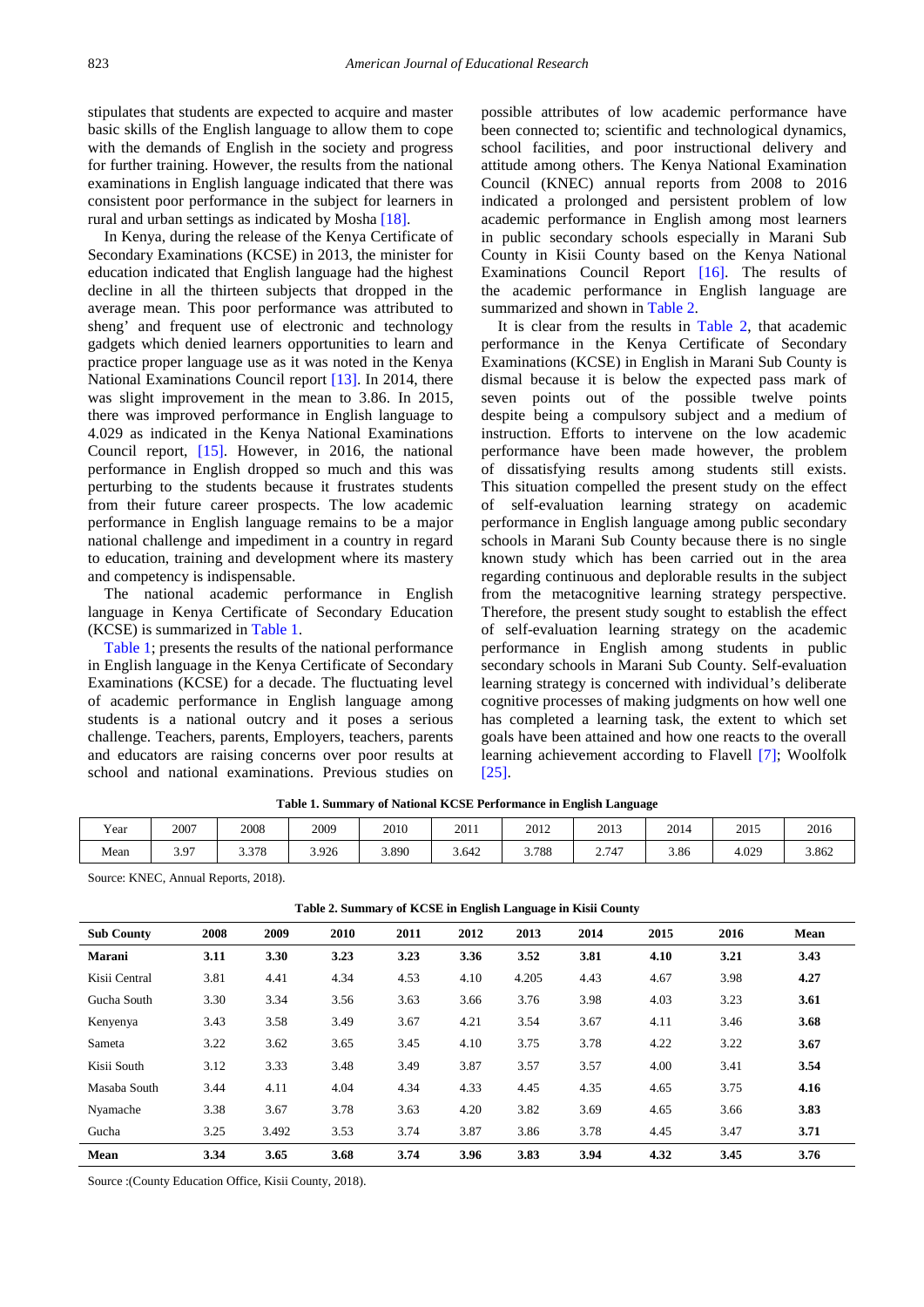stipulates that students are expected to acquire and master basic skills of the English language to allow them to cope with the demands of English in the society and progress for further training. However, the results from the national examinations in English language indicated that there was consistent poor performance in the subject for learners in rural and urban settings as indicated by Mosha [18].

In Kenya, during the release of the Kenya Certificate of Secondary Examinations (KCSE) in 2013, the minister for education indicated that English language had the highest decline in all the thirteen subjects that dropped in the average mean. This poor performance was attributed to sheng' and frequent use of electronic and technology gadgets which denied learners opportunities to learn and practice proper language use as it was noted in the Kenya National Examinations Council report [13]. In 2014, there was slight improvement in the mean to 3.86. In 2015, there was improved performance in English language to 4.029 as indicated in the Kenya National Examinations Council report, [15]. However, in 2016, the national performance in English dropped so much and this was perturbing to the students because it frustrates students from their future career prospects. The low academic performance in English language remains to be a major national challenge and impediment in a country in regard to education, training and development where its mastery and competency is indispensable.

The national academic performance in English language in Kenya Certificate of Secondary Education (KCSE) is summarized in Table 1.

Table 1; presents the results of the national performance in English language in the Kenya Certificate of Secondary Examinations (KCSE) for a decade. The fluctuating level of academic performance in English language among students is a national outcry and it poses a serious challenge. Teachers, parents, Employers, teachers, parents and educators are raising concerns over poor results at school and national examinations. Previous studies on possible attributes of low academic performance have been connected to; scientific and technological dynamics, school facilities, and poor instructional delivery and attitude among others. The Kenya National Examination Council (KNEC) annual reports from 2008 to 2016 indicated a prolonged and persistent problem of low academic performance in English among most learners in public secondary schools especially in Marani Sub County in Kisii County based on the Kenya National Examinations Council Report [16]. The results of the academic performance in English language are summarized and shown in Table 2.

It is clear from the results in Table 2, that academic performance in the Kenya Certificate of Secondary Examinations (KCSE) in English in Marani Sub County is dismal because it is below the expected pass mark of seven points out of the possible twelve points despite being a compulsory subject and a medium of instruction. Efforts to intervene on the low academic performance have been made however, the problem of dissatisfying results among students still exists. This situation compelled the present study on the effect of self-evaluation learning strategy on academic performance in English language among public secondary schools in Marani Sub County because there is no single known study which has been carried out in the area regarding continuous and deplorable results in the subject from the metacognitive learning strategy perspective. Therefore, the present study sought to establish the effect of self-evaluation learning strategy on the academic performance in English among students in public secondary schools in Marani Sub County. Self-evaluation learning strategy is concerned with individual's deliberate cognitive processes of making judgments on how well one has completed a learning task, the extent to which set goals have been attained and how one reacts to the overall learning achievement according to Flavell [7]; Woolfolk [25].

**Table 1. Summary of National KCSE Performance in English Language**

| Year | 2007 | 2008 | 2009 | 2010 | 2011 | 2012 | 2013 | 2014 | 2015 | 2016 |
|---|---|---|---|---|---|---|---|---|---|---|
| Mean | 3.97 | 3.378 | 3.926 | 3.890 | 3.642 | 3.788 | 2.747 | 3.86 | 4.029 | 3.862 |

Source: KNEC, Annual Reports, 2018).

**Table 2. Summary of KCSE in English Language in Kisii County**

| Sub County | 2008 | 2009 | 2010 | 2011 | 2012 | 2013 | 2014 | 2015 | 2016 | Mean |
|---|---|---|---|---|---|---|---|---|---|---|
| **Marani** | **3.11** | **3.30** | **3.23** | **3.23** | **3.36** | **3.52** | **3.81** | **4.10** | **3.21** | **3.43** |
| Kisii Central | 3.81 | 4.41 | 4.34 | 4.53 | 4.10 | 4.205 | 4.43 | 4.67 | 3.98 | **4.27** |
| Gucha South | 3.30 | 3.34 | 3.56 | 3.63 | 3.66 | 3.76 | 3.98 | 4.03 | 3.23 | **3.61** |
| Kenyenya | 3.43 | 3.58 | 3.49 | 3.67 | 4.21 | 3.54 | 3.67 | 4.11 | 3.46 | **3.68** |
| Sameta | 3.22 | 3.62 | 3.65 | 3.45 | 4.10 | 3.75 | 3.78 | 4.22 | 3.22 | **3.67** |
| Kisii South | 3.12 | 3.33 | 3.48 | 3.49 | 3.87 | 3.57 | 3.57 | 4.00 | 3.41 | **3.54** |
| Masaba South | 3.44 | 4.11 | 4.04 | 4.34 | 4.33 | 4.45 | 4.35 | 4.65 | 3.75 | **4.16** |
| Nyamache | 3.38 | 3.67 | 3.78 | 3.63 | 4.20 | 3.82 | 3.69 | 4.65 | 3.66 | **3.83** |
| Gucha | 3.25 | 3.492 | 3.53 | 3.74 | 3.87 | 3.86 | 3.78 | 4.45 | 3.47 | **3.71** |
| **Mean** | **3.34** | **3.65** | **3.68** | **3.74** | **3.96** | **3.83** | **3.94** | **4.32** | **3.45** | **3.76** |

Source :(County Education Office, Kisii County, 2018).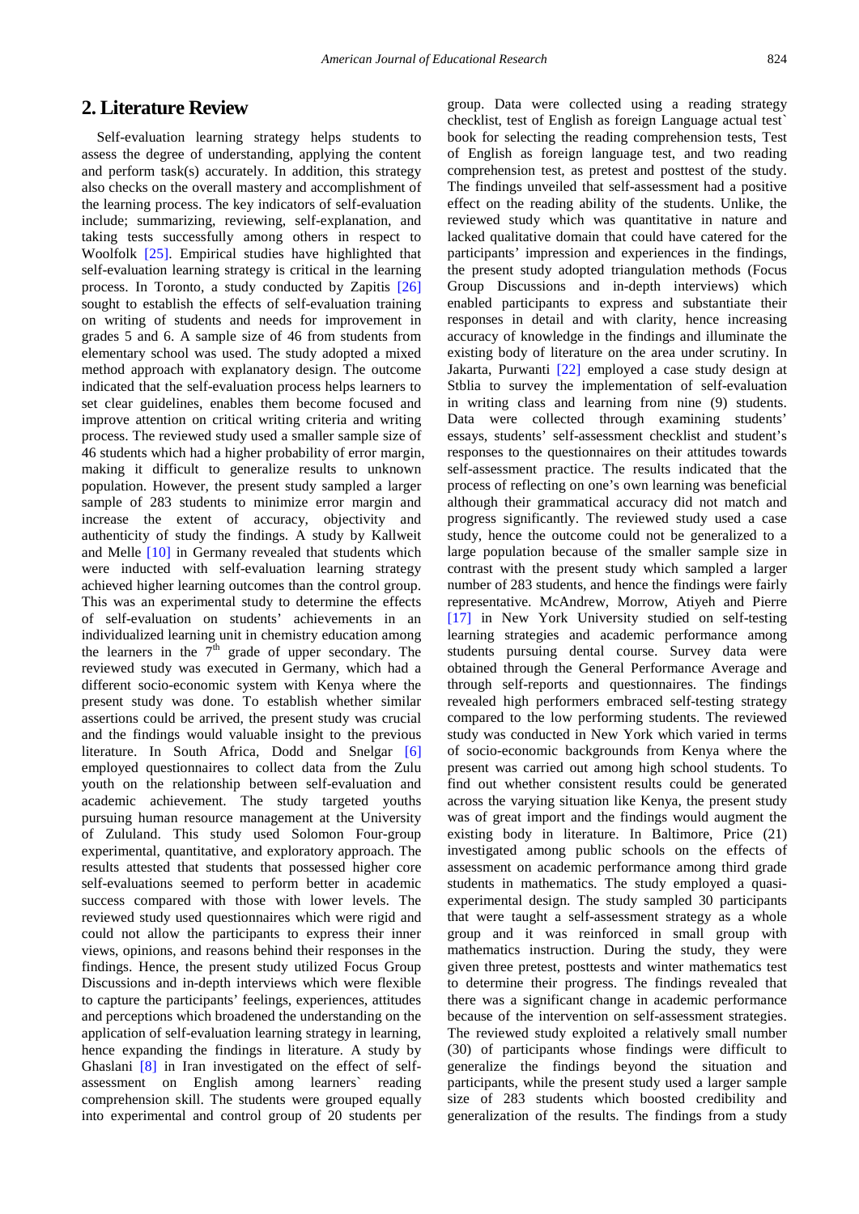## 2. Literature Review

Self-evaluation learning strategy helps students to assess the degree of understanding, applying the content and perform task(s) accurately. In addition, this strategy also checks on the overall mastery and accomplishment of the learning process. The key indicators of self-evaluation include; summarizing, reviewing, self-explanation, and taking tests successfully among others in respect to Woolfolk [25]. Empirical studies have highlighted that self-evaluation learning strategy is critical in the learning process. In Toronto, a study conducted by Zapitis [26] sought to establish the effects of self-evaluation training on writing of students and needs for improvement in grades 5 and 6. A sample size of 46 from students from elementary school was used. The study adopted a mixed method approach with explanatory design. The outcome indicated that the self-evaluation process helps learners to set clear guidelines, enables them become focused and improve attention on critical writing criteria and writing process. The reviewed study used a smaller sample size of 46 students which had a higher probability of error margin, making it difficult to generalize results to unknown population. However, the present study sampled a larger sample of 283 students to minimize error margin and increase the extent of accuracy, objectivity and authenticity of study the findings. A study by Kallweit and Melle [10] in Germany revealed that students which were inducted with self-evaluation learning strategy achieved higher learning outcomes than the control group. This was an experimental study to determine the effects of self-evaluation on students' achievements in an individualized learning unit in chemistry education among the learners in the 7th grade of upper secondary. The reviewed study was executed in Germany, which had a different socio-economic system with Kenya where the present study was done. To establish whether similar assertions could be arrived, the present study was crucial and the findings would valuable insight to the previous literature. In South Africa, Dodd and Snelgar [6] employed questionnaires to collect data from the Zulu youth on the relationship between self-evaluation and academic achievement. The study targeted youths pursuing human resource management at the University of Zululand. This study used Solomon Four-group experimental, quantitative, and exploratory approach. The results attested that students that possessed higher core self-evaluations seemed to perform better in academic success compared with those with lower levels. The reviewed study used questionnaires which were rigid and could not allow the participants to express their inner views, opinions, and reasons behind their responses in the findings. Hence, the present study utilized Focus Group Discussions and in-depth interviews which were flexible to capture the participants' feelings, experiences, attitudes and perceptions which broadened the understanding on the application of self-evaluation learning strategy in learning, hence expanding the findings in literature. A study by Ghaslani [8] in Iran investigated on the effect of self-assessment on English among learners` reading comprehension skill. The students were grouped equally into experimental and control group of 20 students per group. Data were collected using a reading strategy checklist, test of English as foreign Language actual test` book for selecting the reading comprehension tests, Test of English as foreign language test, and two reading comprehension test, as pretest and posttest of the study. The findings unveiled that self-assessment had a positive effect on the reading ability of the students. Unlike, the reviewed study which was quantitative in nature and lacked qualitative domain that could have catered for the participants' impression and experiences in the findings, the present study adopted triangulation methods (Focus Group Discussions and in-depth interviews) which enabled participants to express and substantiate their responses in detail and with clarity, hence increasing accuracy of knowledge in the findings and illuminate the existing body of literature on the area under scrutiny. In Jakarta, Purwanti [22] employed a case study design at Stblia to survey the implementation of self-evaluation in writing class and learning from nine (9) students. Data were collected through examining students' essays, students' self-assessment checklist and student's responses to the questionnaires on their attitudes towards self-assessment practice. The results indicated that the process of reflecting on one's own learning was beneficial although their grammatical accuracy did not match and progress significantly. The reviewed study used a case study, hence the outcome could not be generalized to a large population because of the smaller sample size in contrast with the present study which sampled a larger number of 283 students, and hence the findings were fairly representative. McAndrew, Morrow, Atiyeh and Pierre [17] in New York University studied on self-testing learning strategies and academic performance among students pursuing dental course. Survey data were obtained through the General Performance Average and through self-reports and questionnaires. The findings revealed high performers embraced self-testing strategy compared to the low performing students. The reviewed study was conducted in New York which varied in terms of socio-economic backgrounds from Kenya where the present was carried out among high school students. To find out whether consistent results could be generated across the varying situation like Kenya, the present study was of great import and the findings would augment the existing body in literature. In Baltimore, Price (21) investigated among public schools on the effects of assessment on academic performance among third grade students in mathematics. The study employed a quasi-experimental design. The study sampled 30 participants that were taught a self-assessment strategy as a whole group and it was reinforced in small group with mathematics instruction. During the study, they were given three pretest, posttests and winter mathematics test to determine their progress. The findings revealed that there was a significant change in academic performance because of the intervention on self-assessment strategies. The reviewed study exploited a relatively small number (30) of participants whose findings were difficult to generalize the findings beyond the situation and participants, while the present study used a larger sample size of 283 students which boosted credibility and generalization of the results. The findings from a study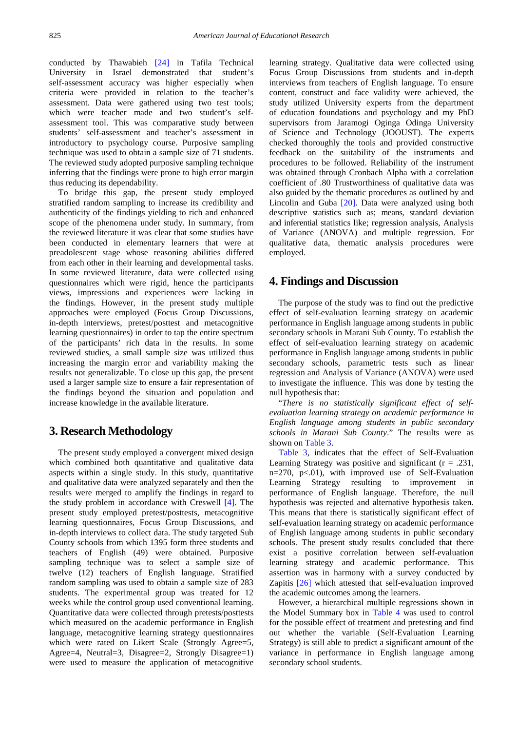conducted by Thawabieh [24] in Tafila Technical University in Israel demonstrated that student's self-assessment accuracy was higher especially when criteria were provided in relation to the teacher's assessment. Data were gathered using two test tools; which were teacher made and two student's self-assessment tool. This was comparative study between students' self-assessment and teacher's assessment in introductory to psychology course. Purposive sampling technique was used to obtain a sample size of 71 students. The reviewed study adopted purposive sampling technique inferring that the findings were prone to high error margin thus reducing its dependability.

To bridge this gap, the present study employed stratified random sampling to increase its credibility and authenticity of the findings yielding to rich and enhanced scope of the phenomena under study. In summary, from the reviewed literature it was clear that some studies have been conducted in elementary learners that were at preadolescent stage whose reasoning abilities differed from each other in their learning and developmental tasks. In some reviewed literature, data were collected using questionnaires which were rigid, hence the participants views, impressions and experiences were lacking in the findings. However, in the present study multiple approaches were employed (Focus Group Discussions, in-depth interviews, pretest/posttest and metacognitive learning questionnaires) in order to tap the entire spectrum of the participants' rich data in the results. In some reviewed studies, a small sample size was utilized thus increasing the margin error and variability making the results not generalizable. To close up this gap, the present used a larger sample size to ensure a fair representation of the findings beyond the situation and population and increase knowledge in the available literature.

## 3. Research Methodology

The present study employed a convergent mixed design which combined both quantitative and qualitative data aspects within a single study. In this study, quantitative and qualitative data were analyzed separately and then the results were merged to amplify the findings in regard to the study problem in accordance with Creswell [4]. The present study employed pretest/posttests, metacognitive learning questionnaires, Focus Group Discussions, and in-depth interviews to collect data. The study targeted Sub County schools from which 1395 form three students and teachers of English (49) were obtained. Purposive sampling technique was to select a sample size of twelve (12) teachers of English language. Stratified random sampling was used to obtain a sample size of 283 students. The experimental group was treated for 12 weeks while the control group used conventional learning. Quantitative data were collected through pretests/posttests which measured on the academic performance in English language, metacognitive learning strategy questionnaires which were rated on Likert Scale (Strongly Agree=5, Agree=4, Neutral=3, Disagree=2, Strongly Disagree=1) were used to measure the application of metacognitive learning strategy. Qualitative data were collected using Focus Group Discussions from students and in-depth interviews from teachers of English language. To ensure content, construct and face validity were achieved, the study utilized University experts from the department of education foundations and psychology and my PhD supervisors from Jaramogi Oginga Odinga University of Science and Technology (JOOUST). The experts checked thoroughly the tools and provided constructive feedback on the suitability of the instruments and procedures to be followed. Reliability of the instrument was obtained through Cronbach Alpha with a correlation coefficient of .80 Trustworthiness of qualitative data was also guided by the thematic procedures as outlined by and Lincolin and Guba [20]. Data were analyzed using both descriptive statistics such as; means, standard deviation and inferential statistics like; regression analysis, Analysis of Variance (ANOVA) and multiple regression. For qualitative data, thematic analysis procedures were employed.

## 4. Findings and Discussion

The purpose of the study was to find out the predictive effect of self-evaluation learning strategy on academic performance in English language among students in public secondary schools in Marani Sub County. To establish the effect of self-evaluation learning strategy on academic performance in English language among students in public secondary schools, parametric tests such as linear regression and Analysis of Variance (ANOVA) were used to investigate the influence. This was done by testing the null hypothesis that:

"*There is no statistically significant effect of self-evaluation learning strategy on academic performance in English language among students in public secondary schools in Marani Sub County*." The results were as shown on Table 3.

Table 3, indicates that the effect of Self-Evaluation Learning Strategy was positive and significant ($r = .231$, $n=270$, $p<.01$), with improved use of Self-Evaluation Learning Strategy resulting to improvement in performance of English language. Therefore, the null hypothesis was rejected and alternative hypothesis taken. This means that there is statistically significant effect of self-evaluation learning strategy on academic performance of English language among students in public secondary schools. The present study results concluded that there exist a positive correlation between self-evaluation learning strategy and academic performance. This assertion was in harmony with a survey conducted by Zapitis [26] which attested that self-evaluation improved the academic outcomes among the learners.

However, a hierarchical multiple regressions shown in the Model Summary box in Table 4 was used to control for the possible effect of treatment and pretesting and find out whether the variable (Self-Evaluation Learning Strategy) is still able to predict a significant amount of the variance in performance in English language among secondary school students.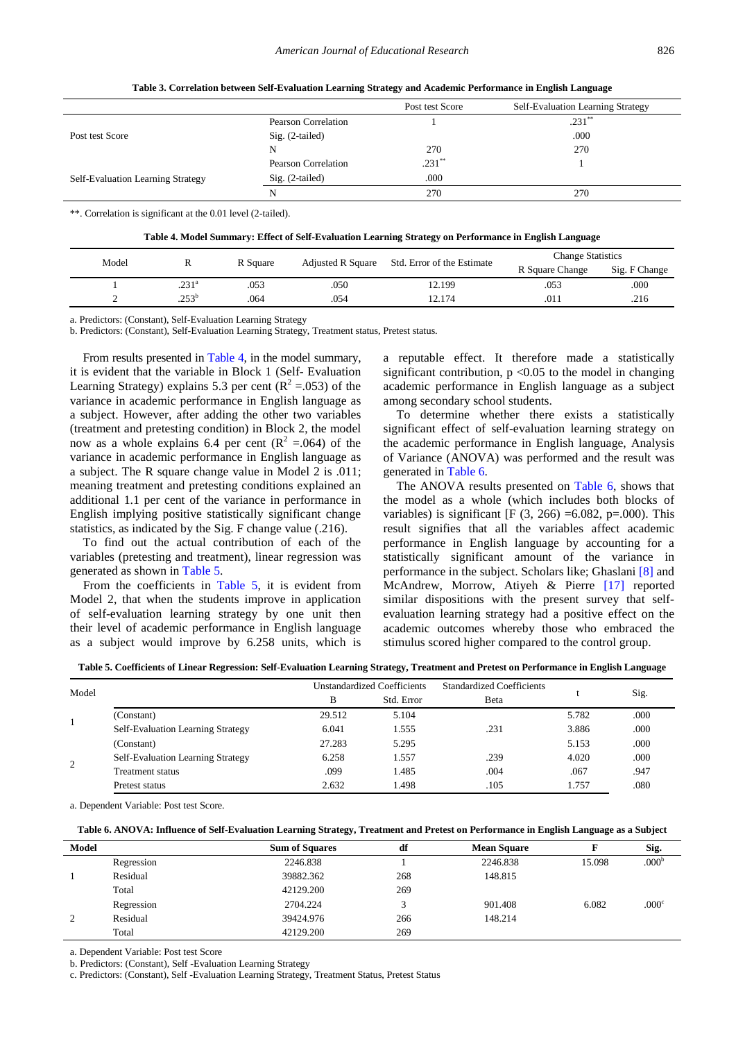**Table 3. Correlation between Self-Evaluation Learning Strategy and Academic Performance in English Language**

| | | Post test Score | Self-Evaluation Learning Strategy |
|---|---|---|---|
| Post test Score | Pearson Correlation | 1 | .231** |
| | Sig. (2-tailed) | | .000 |
| | N | 270 | 270 |
| Self-Evaluation Learning Strategy | Pearson Correlation | .231** | 1 |
| | Sig. (2-tailed) | .000 | |
| | N | 270 | 270 |

**. Correlation is significant at the 0.01 level (2-tailed).

**Table 4. Model Summary: Effect of Self-Evaluation Learning Strategy on Performance in English Language**

| Model | R | R Square | Adjusted R Square | Std. Error of the Estimate | Change Statistics | |
|---|---|---|---|---|---|---|
| | | | | | R Square Change | Sig. F Change |
| 1 | .231[a] | .053 | .050 | 12.199 | .053 | .000 |
| 2 | .253[b] | .064 | .054 | 12.174 | .011 | .216 |

a. Predictors: (Constant), Self-Evaluation Learning Strategy

b. Predictors: (Constant), Self-Evaluation Learning Strategy, Treatment status, Pretest status.

From results presented in Table 4, in the model summary, it is evident that the variable in Block 1 (Self- Evaluation Learning Strategy) explains 5.3 per cent ($R^2$ =.053) of the variance in academic performance in English language as a subject. However, after adding the other two variables (treatment and pretesting condition) in Block 2, the model now as a whole explains 6.4 per cent ($R^2$ =.064) of the variance in academic performance in English language as a subject. The R square change value in Model 2 is .011; meaning treatment and pretesting conditions explained an additional 1.1 per cent of the variance in performance in English implying positive statistically significant change statistics, as indicated by the Sig. F change value (.216).

To find out the actual contribution of each of the variables (pretesting and treatment), linear regression was generated as shown in Table 5.

From the coefficients in Table 5, it is evident from Model 2, that when the students improve in application of self-evaluation learning strategy by one unit then their level of academic performance in English language as a subject would improve by 6.258 units, which is a reputable effect. It therefore made a statistically significant contribution, $p < 0.05$ to the model in changing academic performance in English language as a subject among secondary school students.

To determine whether there exists a statistically significant effect of self-evaluation learning strategy on the academic performance in English language, Analysis of Variance (ANOVA) was performed and the result was generated in Table 6.

The ANOVA results presented on Table 6, shows that the model as a whole (which includes both blocks of variables) is significant [F (3, 266) =6.082, p=.000). This result signifies that all the variables affect academic performance in English language by accounting for a statistically significant amount of the variance in performance in the subject. Scholars like; Ghaslani [8] and McAndrew, Morrow, Atiyeh & Pierre [17] reported similar dispositions with the present survey that self-evaluation learning strategy had a positive effect on the academic outcomes whereby those who embraced the stimulus scored higher compared to the control group.

**Table 5. Coefficients of Linear Regression: Self-Evaluation Learning Strategy, Treatment and Pretest on Performance in English Language**

| Model | | Unstandardized Coefficients | | Standardized Coefficients | t | Sig. |
|---|---|---|---|---|---|---|
| | | B | Std. Error | Beta | | |
| 1 | (Constant) | 29.512 | 5.104 | | 5.782 | .000 |
| | Self-Evaluation Learning Strategy | 6.041 | 1.555 | .231 | 3.886 | .000 |
| 2 | (Constant) | 27.283 | 5.295 | | 5.153 | .000 |
| | Self-Evaluation Learning Strategy | 6.258 | 1.557 | .239 | 4.020 | .000 |
| | Treatment status | .099 | 1.485 | .004 | .067 | .947 |
| | Pretest status | 2.632 | 1.498 | .105 | 1.757 | .080 |

a. Dependent Variable: Post test Score.

**Table 6. ANOVA: Influence of Self-Evaluation Learning Strategy, Treatment and Pretest on Performance in English Language as a Subject**

| Model | | Sum of Squares | df | Mean Square | F | Sig. |
|---|---|---|---|---|---|---|
| 1 | Regression | 2246.838 | 1 | 2246.838 | 15.098 | .000[b] |
| | Residual | 39882.362 | 268 | 148.815 | | |
| | Total | 42129.200 | 269 | | | |
| 2 | Regression | 2704.224 | 3 | 901.408 | 6.082 | .000[c] |
| | Residual | 39424.976 | 266 | 148.214 | | |
| | Total | 42129.200 | 269 | | | |

a. Dependent Variable: Post test Score

b. Predictors: (Constant), Self -Evaluation Learning Strategy

c. Predictors: (Constant), Self -Evaluation Learning Strategy, Treatment Status, Pretest Status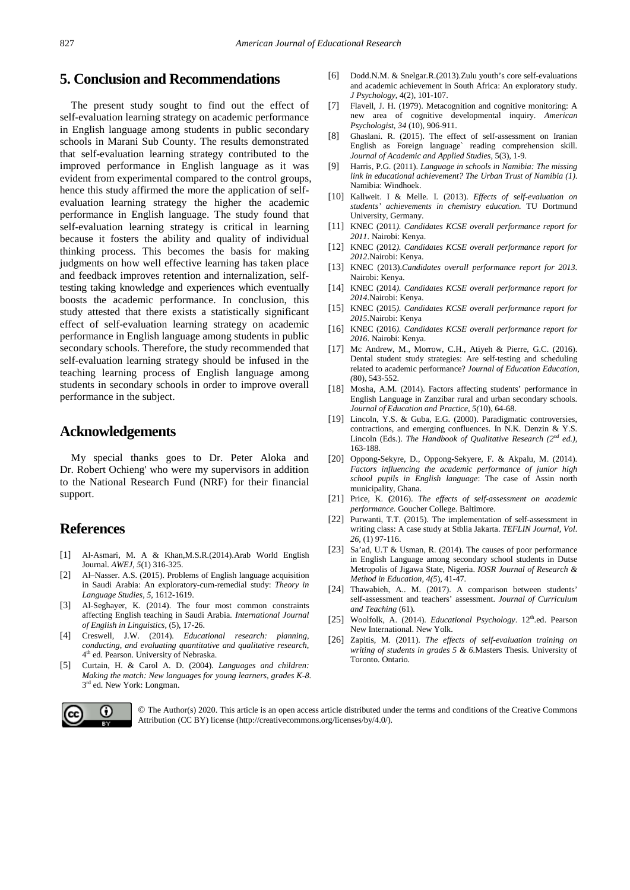## 5. Conclusion and Recommendations

The present study sought to find out the effect of self-evaluation learning strategy on academic performance in English language among students in public secondary schools in Marani Sub County. The results demonstrated that self-evaluation learning strategy contributed to the improved performance in English language as it was evident from experimental compared to the control groups, hence this study affirmed the more the application of self-evaluation learning strategy the higher the academic performance in English language. The study found that self-evaluation learning strategy is critical in learning because it fosters the ability and quality of individual thinking process. This becomes the basis for making judgments on how well effective learning has taken place and feedback improves retention and internalization, self-testing taking knowledge and experiences which eventually boosts the academic performance. In conclusion, this study attested that there exists a statistically significant effect of self-evaluation learning strategy on academic performance in English language among students in public secondary schools. Therefore, the study recommended that self-evaluation learning strategy should be infused in the teaching learning process of English language among students in secondary schools in order to improve overall performance in the subject.

## Acknowledgements

My special thanks goes to Dr. Peter Aloka and Dr. Robert Ochieng' who were my supervisors in addition to the National Research Fund (NRF) for their financial support.

## References

[1] Al-Asmari, M. A & Khan,M.S.R.(2014).Arab World English Journal. *AWEJ*, *5*(1) 316-325.

[2] Al–Nasser. A.S. (2015). Problems of English language acquisition in Saudi Arabia: An exploratory-cum-remedial study: *Theory in Language Studies*, *5*, 1612-1619.

[3] Al-Seghayer, K. (2014). The four most common constraints affecting English teaching in Saudi Arabia. *International Journal of English in Linguistics*, (5), 17-26.

[4] Creswell, J.W. (2014). *Educational research: planning, conducting, and evaluating quantitative and qualitative research*, 4th ed. Pearson. University of Nebraska.

[5] Curtain, H. & Carol A. D. (2004). *Languages and children: Making the match: New languages for young learners, grades K-8*. 3rd ed. New York: Longman.

[6] Dodd.N.M. & Snelgar.R.(2013).Zulu youth's core self-evaluations and academic achievement in South Africa: An exploratory study. *J Psychology*, 4(2), 101-107.

[7] Flavell, J. H. (1979). Metacognition and cognitive monitoring: A new area of cognitive developmental inquiry. *American Psychologist, 34* (10), 906-911.

[8] Ghaslani. R. (2015). The effect of self-assessment on Iranian English as Foreign language` reading comprehension skill. *Journal of Academic and Applied Studies*, 5(3), 1-9.

[9] Harris, P.G. (2011). *Language in schools in Namibia: The missing link in educational achievement? The Urban Trust of Namibia (1)*. Namibia: Windhoek.

[10] Kallweit. I & Melle. I. (2013). *Effects of self-evaluation on students' achievements in chemistry education.* TU Dortmund University, Germany.

[11] KNEC (2011*). Candidates KCSE overall performance report for 2011.* Nairobi: Kenya.

[12] KNEC (2012*). Candidates KCSE overall performance report for 2012.*Nairobi: Kenya.

[13] KNEC (2013).*Candidates overall performance report for 2013*. Nairobi: Kenya.

[14] KNEC (2014*). Candidates KCSE overall performance report for 2014.*Nairobi: Kenya.

[15] KNEC (2015*). Candidates KCSE overall performance report for 2015.*Nairobi: Kenya

[16] KNEC (2016*). Candidates KCSE overall performance report for 2016.* Nairobi: Kenya.

[17] Mc Andrew, M., Morrow, C.H., Atiyeh & Pierre, G.C. (2016). Dental student study strategies: Are self-testing and scheduling related to academic performance? *Journal of Education Education, (*80), 543-552.

[18] Mosha, A.M. (2014). Factors affecting students' performance in English Language in Zanzibar rural and urban secondary schools. *Journal of Education and Practice, 5(*10), 64-68.

[19] Lincoln, Y.S. & Guba, E.G. (2000). Paradigmatic controversies, contractions, and emerging confluences. In N.K. Denzin & Y.S. Lincoln (Eds.). *The Handbook of Qualitative Research (2nd ed.),* 163-188.

[20] Oppong-Sekyre, D., Oppong-Sekyere, F. & Akpalu, M. (2014). *Factors influencing the academic performance of junior high school pupils in English language*: The case of Assin north municipality, Ghana.

[21] Price, K. **(**2016). *The effects of self-assessment on academic performance.* Goucher College. Baltimore.

[22] Purwanti, T.T. (2015). The implementation of self-assessment in writing class: A case study at Stblia Jakarta. *TEFLIN Journal, Vol. 26,* (1) 97-116.

[23] Sa'ad, U.T & Usman, R. (2014). The causes of poor performance in English Language among secondary school students in Dutse Metropolis of Jigawa State, Nigeria. *IOSR Journal of Research & Method in Education, 4(5*), 41-47.

[24] Thawabieh, A.. M. (2017). A comparison between students' self-assessment and teachers' assessment. *Journal of Curriculum and Teaching* (61).

[25] Woolfolk, A. (2014). *Educational Psychology*. 12th.ed. Pearson New International. New Yolk.

[26] Zapitis, M. (2011). *The effects of self-evaluation training on writing of students in grades 5 & 6.*Masters Thesis. University of Toronto. Ontario.

© The Author(s) 2020. This article is an open access article distributed under the terms and conditions of the Creative Commons Attribution (CC BY) license (http://creativecommons.org/licenses/by/4.0/).